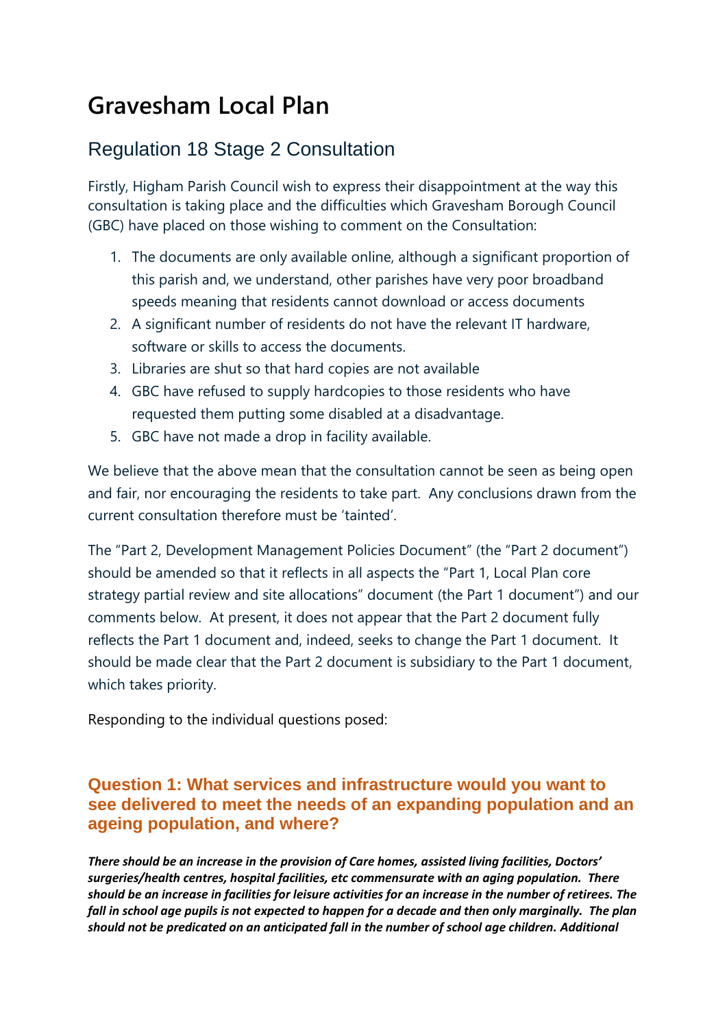# Gravesham Local Plan

## Regulation 18 Stage 2 Consultation

Firstly, Higham Parish Council wish to express their disappointment at the way this consultation is taking place and the difficulties which Gravesham Borough Council (GBC) have placed on those wishing to comment on the Consultation:

1. The documents are only available online, although a significant proportion of this parish and, we understand, other parishes have very poor broadband speeds meaning that residents cannot download or access documents
2. A significant number of residents do not have the relevant IT hardware, software or skills to access the documents.
3. Libraries are shut so that hard copies are not available
4. GBC have refused to supply hardcopies to those residents who have requested them putting some disabled at a disadvantage.
5. GBC have not made a drop in facility available.

We believe that the above mean that the consultation cannot be seen as being open and fair, nor encouraging the residents to take part. Any conclusions drawn from the current consultation therefore must be 'tainted'.

The "Part 2, Development Management Policies Document" (the "Part 2 document") should be amended so that it reflects in all aspects the "Part 1, Local Plan core strategy partial review and site allocations" document (the Part 1 document") and our comments below. At present, it does not appear that the Part 2 document fully reflects the Part 1 document and, indeed, seeks to change the Part 1 document. It should be made clear that the Part 2 document is subsidiary to the Part 1 document, which takes priority.

Responding to the individual questions posed:

### Question 1: What services and infrastructure would you want to see delivered to meet the needs of an expanding population and an ageing population, and where?

***There should be an increase in the provision of Care homes, assisted living facilities, Doctors' surgeries/health centres, hospital facilities, etc commensurate with an aging population. There should be an increase in facilities for leisure activities for an increase in the number of retirees. The fall in school age pupils is not expected to happen for a decade and then only marginally. The plan should not be predicated on an anticipated fall in the number of school age children. Additional***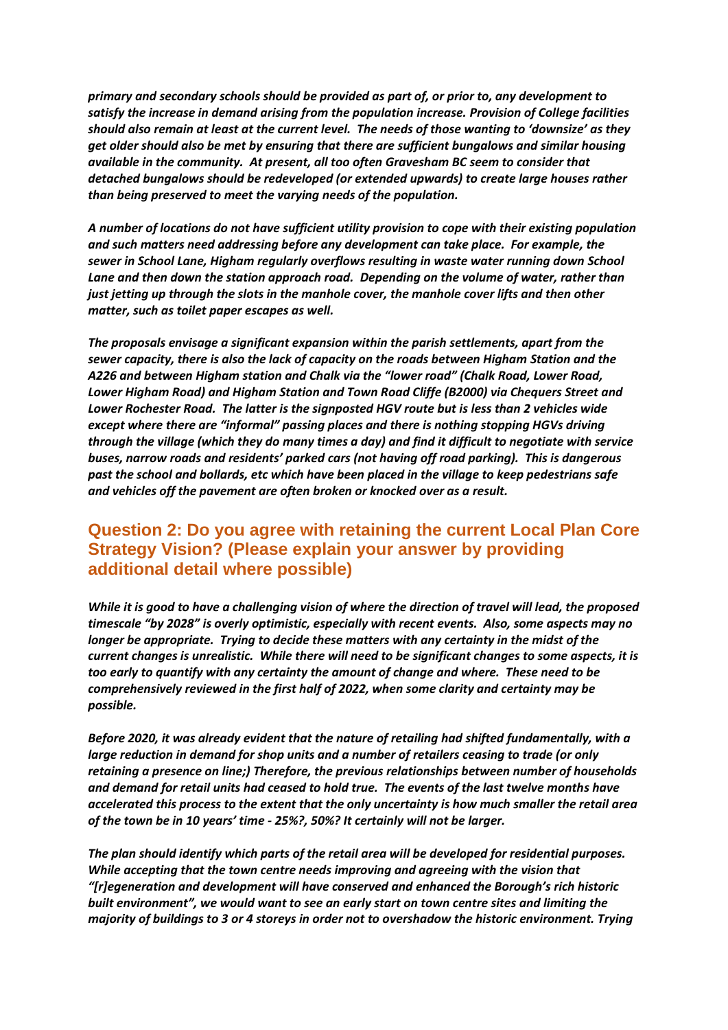*primary and secondary schools should be provided as part of, or prior to, any development to satisfy the increase in demand arising from the population increase. Provision of College facilities should also remain at least at the current level. The needs of those wanting to 'downsize' as they get older should also be met by ensuring that there are sufficient bungalows and similar housing available in the community. At present, all too often Gravesham BC seem to consider that detached bungalows should be redeveloped (or extended upwards) to create large houses rather than being preserved to meet the varying needs of the population.*

*A number of locations do not have sufficient utility provision to cope with their existing population and such matters need addressing before any development can take place. For example, the sewer in School Lane, Higham regularly overflows resulting in waste water running down School Lane and then down the station approach road. Depending on the volume of water, rather than just jetting up through the slots in the manhole cover, the manhole cover lifts and then other matter, such as toilet paper escapes as well.*

*The proposals envisage a significant expansion within the parish settlements, apart from the sewer capacity, there is also the lack of capacity on the roads between Higham Station and the A226 and between Higham station and Chalk via the "lower road" (Chalk Road, Lower Road, Lower Higham Road) and Higham Station and Town Road Cliffe (B2000) via Chequers Street and Lower Rochester Road. The latter is the signposted HGV route but is less than 2 vehicles wide except where there are "informal" passing places and there is nothing stopping HGVs driving through the village (which they do many times a day) and find it difficult to negotiate with service buses, narrow roads and residents' parked cars (not having off road parking). This is dangerous past the school and bollards, etc which have been placed in the village to keep pedestrians safe and vehicles off the pavement are often broken or knocked over as a result.*

## Question 2: Do you agree with retaining the current Local Plan Core Strategy Vision? (Please explain your answer by providing additional detail where possible)

*While it is good to have a challenging vision of where the direction of travel will lead, the proposed timescale "by 2028" is overly optimistic, especially with recent events. Also, some aspects may no longer be appropriate. Trying to decide these matters with any certainty in the midst of the current changes is unrealistic. While there will need to be significant changes to some aspects, it is too early to quantify with any certainty the amount of change and where. These need to be comprehensively reviewed in the first half of 2022, when some clarity and certainty may be possible.*

*Before 2020, it was already evident that the nature of retailing had shifted fundamentally, with a large reduction in demand for shop units and a number of retailers ceasing to trade (or only retaining a presence on line;) Therefore, the previous relationships between number of households and demand for retail units had ceased to hold true. The events of the last twelve months have accelerated this process to the extent that the only uncertainty is how much smaller the retail area of the town be in 10 years' time - 25%?, 50%? It certainly will not be larger.*

*The plan should identify which parts of the retail area will be developed for residential purposes. While accepting that the town centre needs improving and agreeing with the vision that "[r]egeneration and development will have conserved and enhanced the Borough's rich historic built environment", we would want to see an early start on town centre sites and limiting the majority of buildings to 3 or 4 storeys in order not to overshadow the historic environment. Trying*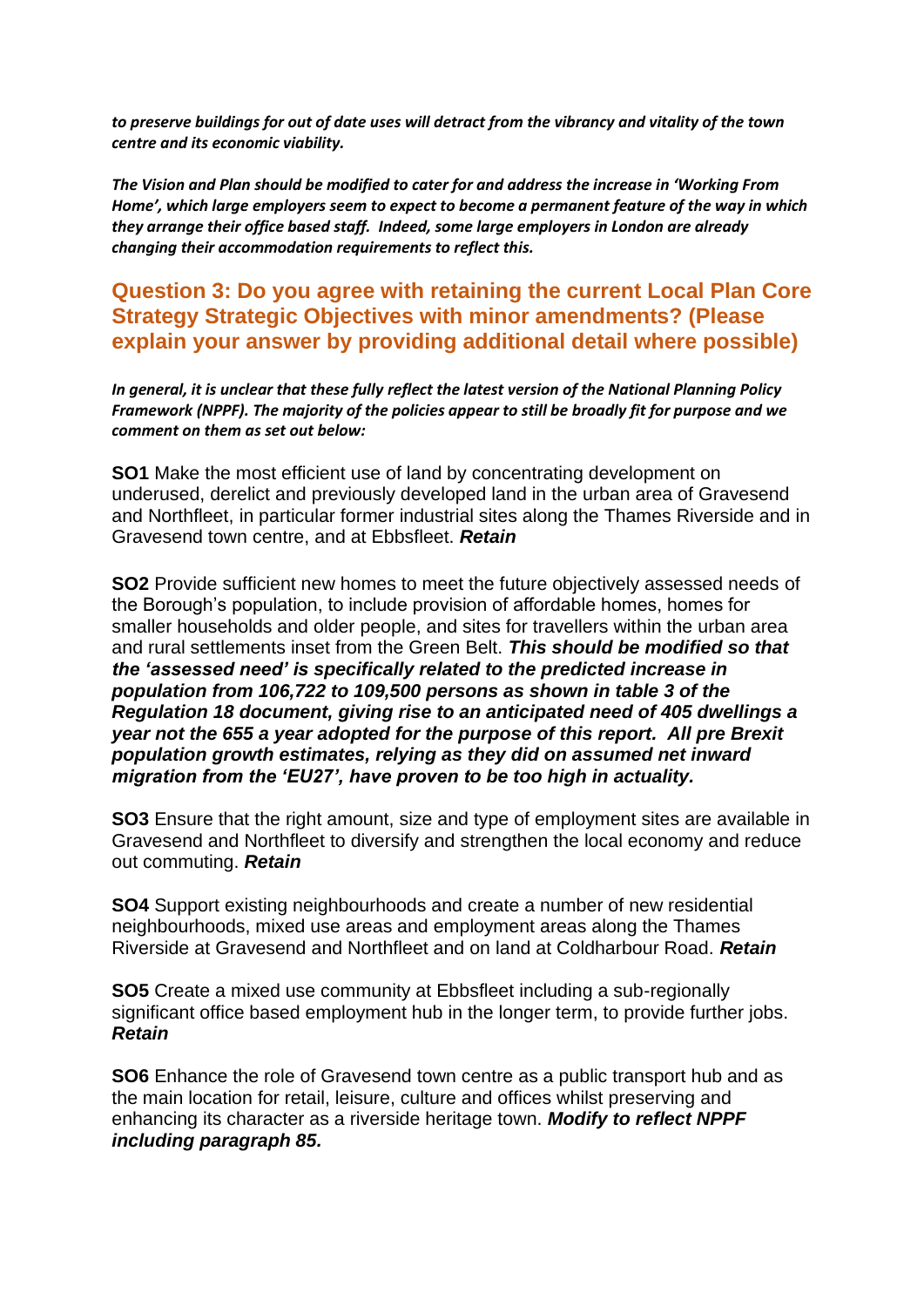***to preserve buildings for out of date uses will detract from the vibrancy and vitality of the town centre and its economic viability.***

***The Vision and Plan should be modified to cater for and address the increase in 'Working From Home', which large employers seem to expect to become a permanent feature of the way in which they arrange their office based staff. Indeed, some large employers in London are already changing their accommodation requirements to reflect this.***

## Question 3: Do you agree with retaining the current Local Plan Core Strategy Strategic Objectives with minor amendments? (Please explain your answer by providing additional detail where possible)

***In general, it is unclear that these fully reflect the latest version of the National Planning Policy Framework (NPPF). The majority of the policies appear to still be broadly fit for purpose and we comment on them as set out below:***

**SO1** Make the most efficient use of land by concentrating development on underused, derelict and previously developed land in the urban area of Gravesend and Northfleet, in particular former industrial sites along the Thames Riverside and in Gravesend town centre, and at Ebbsfleet. ***Retain***

**SO2** Provide sufficient new homes to meet the future objectively assessed needs of the Borough's population, to include provision of affordable homes, homes for smaller households and older people, and sites for travellers within the urban area and rural settlements inset from the Green Belt. ***This should be modified so that the 'assessed need' is specifically related to the predicted increase in population from 106,722 to 109,500 persons as shown in table 3 of the Regulation 18 document, giving rise to an anticipated need of 405 dwellings a year not the 655 a year adopted for the purpose of this report. All pre Brexit population growth estimates, relying as they did on assumed net inward migration from the 'EU27', have proven to be too high in actuality.***

**SO3** Ensure that the right amount, size and type of employment sites are available in Gravesend and Northfleet to diversify and strengthen the local economy and reduce out commuting. ***Retain***

**SO4** Support existing neighbourhoods and create a number of new residential neighbourhoods, mixed use areas and employment areas along the Thames Riverside at Gravesend and Northfleet and on land at Coldharbour Road. ***Retain***

**SO5** Create a mixed use community at Ebbsfleet including a sub-regionally significant office based employment hub in the longer term, to provide further jobs. ***Retain***

**SO6** Enhance the role of Gravesend town centre as a public transport hub and as the main location for retail, leisure, culture and offices whilst preserving and enhancing its character as a riverside heritage town. ***Modify to reflect NPPF including paragraph 85.***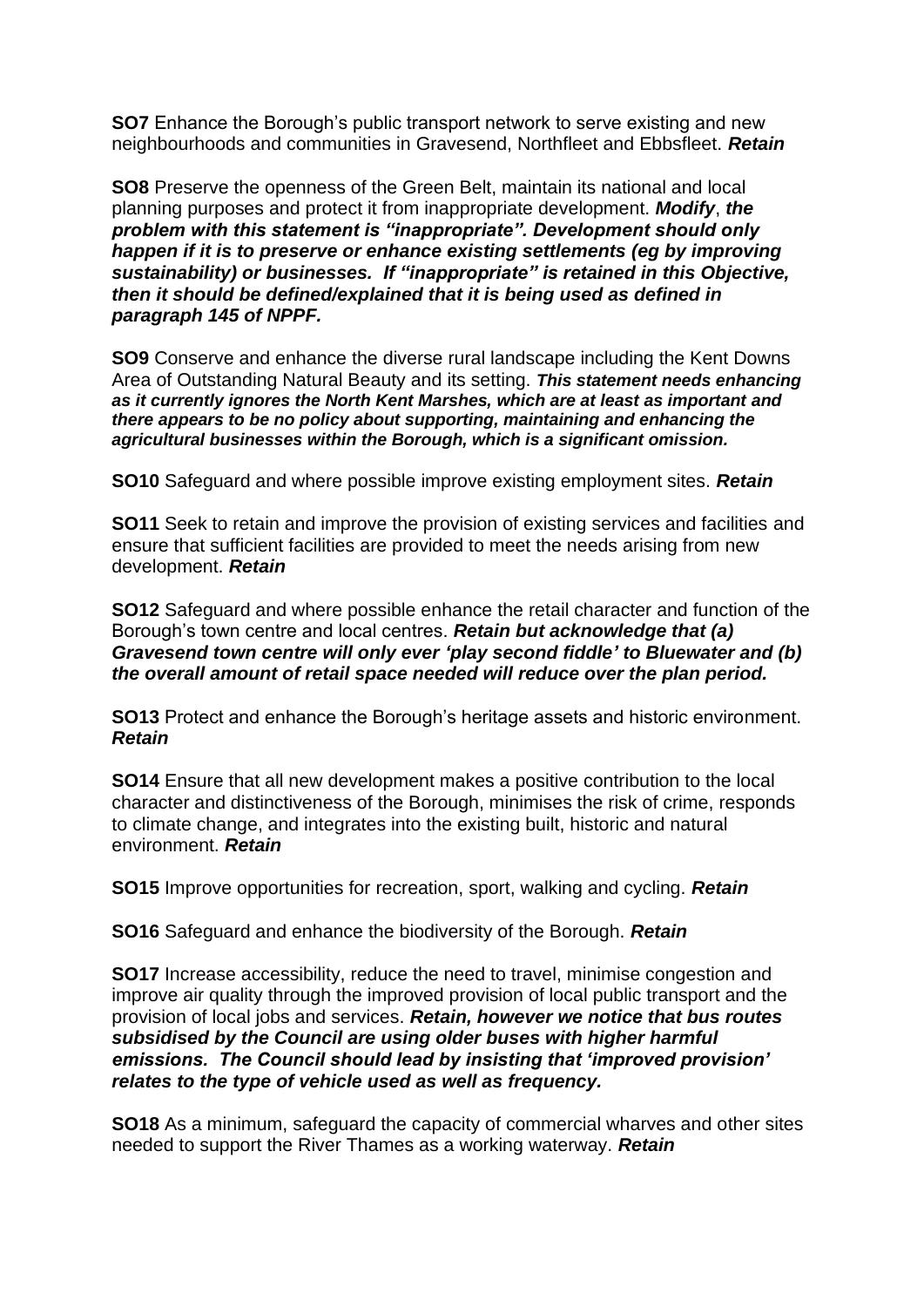**SO7** Enhance the Borough's public transport network to serve existing and new neighbourhoods and communities in Gravesend, Northfleet and Ebbsfleet. ***Retain***

**SO8** Preserve the openness of the Green Belt, maintain its national and local planning purposes and protect it from inappropriate development. ***Modify***, ***the problem with this statement is "inappropriate". Development should only happen if it is to preserve or enhance existing settlements (eg by improving sustainability) or businesses. If "inappropriate" is retained in this Objective, then it should be defined/explained that it is being used as defined in paragraph 145 of NPPF.***

**SO9** Conserve and enhance the diverse rural landscape including the Kent Downs Area of Outstanding Natural Beauty and its setting. ***This statement needs enhancing as it currently ignores the North Kent Marshes, which are at least as important and there appears to be no policy about supporting, maintaining and enhancing the agricultural businesses within the Borough, which is a significant omission.***

**SO10** Safeguard and where possible improve existing employment sites. ***Retain***

**SO11** Seek to retain and improve the provision of existing services and facilities and ensure that sufficient facilities are provided to meet the needs arising from new development. ***Retain***

**SO12** Safeguard and where possible enhance the retail character and function of the Borough's town centre and local centres. ***Retain but acknowledge that (a) Gravesend town centre will only ever 'play second fiddle' to Bluewater and (b) the overall amount of retail space needed will reduce over the plan period.***

**SO13** Protect and enhance the Borough's heritage assets and historic environment. ***Retain***

**SO14** Ensure that all new development makes a positive contribution to the local character and distinctiveness of the Borough, minimises the risk of crime, responds to climate change, and integrates into the existing built, historic and natural environment. ***Retain***

**SO15** Improve opportunities for recreation, sport, walking and cycling. ***Retain***

**SO16** Safeguard and enhance the biodiversity of the Borough. ***Retain***

**SO17** Increase accessibility, reduce the need to travel, minimise congestion and improve air quality through the improved provision of local public transport and the provision of local jobs and services. ***Retain, however we notice that bus routes subsidised by the Council are using older buses with higher harmful emissions. The Council should lead by insisting that 'improved provision' relates to the type of vehicle used as well as frequency.***

**SO18** As a minimum, safeguard the capacity of commercial wharves and other sites needed to support the River Thames as a working waterway. ***Retain***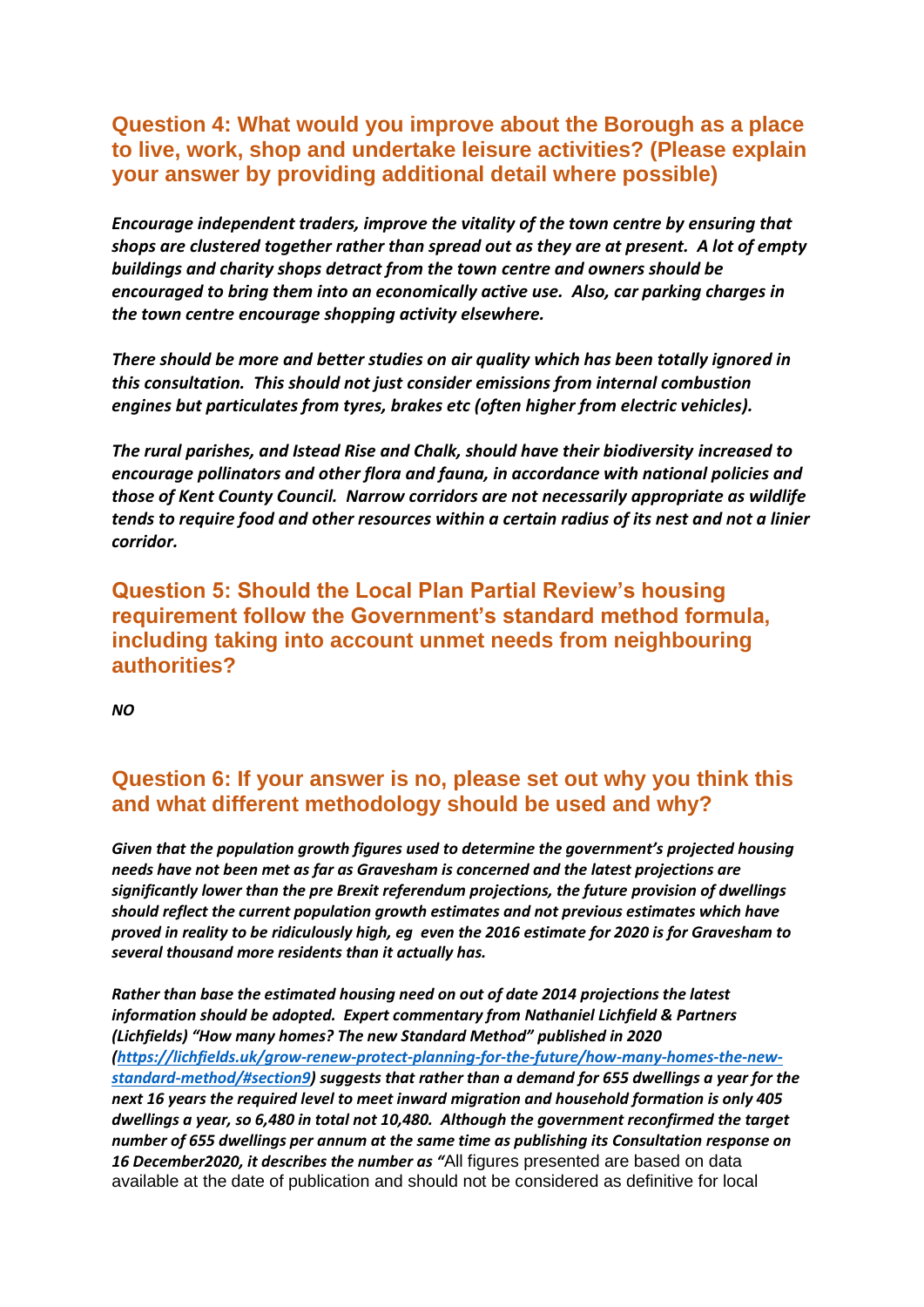## Question 4: What would you improve about the Borough as a place to live, work, shop and undertake leisure activities? (Please explain your answer by providing additional detail where possible)

***Encourage independent traders, improve the vitality of the town centre by ensuring that shops are clustered together rather than spread out as they are at present. A lot of empty buildings and charity shops detract from the town centre and owners should be encouraged to bring them into an economically active use. Also, car parking charges in the town centre encourage shopping activity elsewhere.***

***There should be more and better studies on air quality which has been totally ignored in this consultation. This should not just consider emissions from internal combustion engines but particulates from tyres, brakes etc (often higher from electric vehicles).***

***The rural parishes, and Istead Rise and Chalk, should have their biodiversity increased to encourage pollinators and other flora and fauna, in accordance with national policies and those of Kent County Council. Narrow corridors are not necessarily appropriate as wildlife tends to require food and other resources within a certain radius of its nest and not a linier corridor.***

## Question 5: Should the Local Plan Partial Review's housing requirement follow the Government's standard method formula, including taking into account unmet needs from neighbouring authorities?

***NO***

## Question 6: If your answer is no, please set out why you think this and what different methodology should be used and why?

***Given that the population growth figures used to determine the government's projected housing needs have not been met as far as Gravesham is concerned and the latest projections are significantly lower than the pre Brexit referendum projections, the future provision of dwellings should reflect the current population growth estimates and not previous estimates which have proved in reality to be ridiculously high, eg even the 2016 estimate for 2020 is for Gravesham to several thousand more residents than it actually has.***

***Rather than base the estimated housing need on out of date 2014 projections the latest information should be adopted. Expert commentary from Nathaniel Lichfield & Partners (Lichfields) "How many homes? The new Standard Method" published in 2020 ([https://lichfields.uk/grow-renew-protect-planning-for-the-future/how-many-homes-the-new-standard-method/#section9](https://lichfields.uk/grow-renew-protect-planning-for-the-future/how-many-homes-the-new-standard-method/#section9)) suggests that rather than a demand for 655 dwellings a year for the next 16 years the required level to meet inward migration and household formation is only 405 dwellings a year, so 6,480 in total not 10,480. Although the government reconfirmed the target number of 655 dwellings per annum at the same time as publishing its Consultation response on 16 December2020, it describes the number as "***All figures presented are based on data available at the date of publication and should not be considered as definitive for local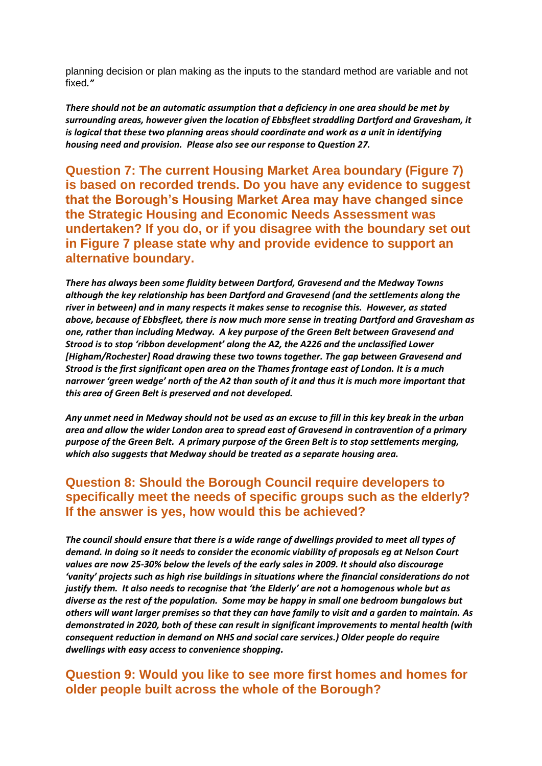planning decision or plan making as the inputs to the standard method are variable and not fixed*."*

***There should not be an automatic assumption that a deficiency in one area should be met by surrounding areas, however given the location of Ebbsfleet straddling Dartford and Gravesham, it is logical that these two planning areas should coordinate and work as a unit in identifying housing need and provision. Please also see our response to Question 27.***

## Question 7: The current Housing Market Area boundary (Figure 7) is based on recorded trends. Do you have any evidence to suggest that the Borough's Housing Market Area may have changed since the Strategic Housing and Economic Needs Assessment was undertaken? If you do, or if you disagree with the boundary set out in Figure 7 please state why and provide evidence to support an alternative boundary.

***There has always been some fluidity between Dartford, Gravesend and the Medway Towns although the key relationship has been Dartford and Gravesend (and the settlements along the river in between) and in many respects it makes sense to recognise this. However, as stated above, because of Ebbsfleet, there is now much more sense in treating Dartford and Gravesham as one, rather than including Medway. A key purpose of the Green Belt between Gravesend and Strood is to stop 'ribbon development' along the A2, the A226 and the unclassified Lower [Higham/Rochester] Road drawing these two towns together. The gap between Gravesend and Strood is the first significant open area on the Thames frontage east of London. It is a much narrower 'green wedge' north of the A2 than south of it and thus it is much more important that this area of Green Belt is preserved and not developed.***

***Any unmet need in Medway should not be used as an excuse to fill in this key break in the urban area and allow the wider London area to spread east of Gravesend in contravention of a primary purpose of the Green Belt. A primary purpose of the Green Belt is to stop settlements merging, which also suggests that Medway should be treated as a separate housing area.***

## Question 8: Should the Borough Council require developers to specifically meet the needs of specific groups such as the elderly? If the answer is yes, how would this be achieved?

***The council should ensure that there is a wide range of dwellings provided to meet all types of demand. In doing so it needs to consider the economic viability of proposals eg at Nelson Court values are now 25-30% below the levels of the early sales in 2009. It should also discourage 'vanity' projects such as high rise buildings in situations where the financial considerations do not justify them. It also needs to recognise that 'the Elderly' are not a homogenous whole but as diverse as the rest of the population. Some may be happy in small one bedroom bungalows but others will want larger premises so that they can have family to visit and a garden to maintain. As demonstrated in 2020, both of these can result in significant improvements to mental health (with consequent reduction in demand on NHS and social care services.) Older people do require dwellings with easy access to convenience shopping.***

## Question 9: Would you like to see more first homes and homes for older people built across the whole of the Borough?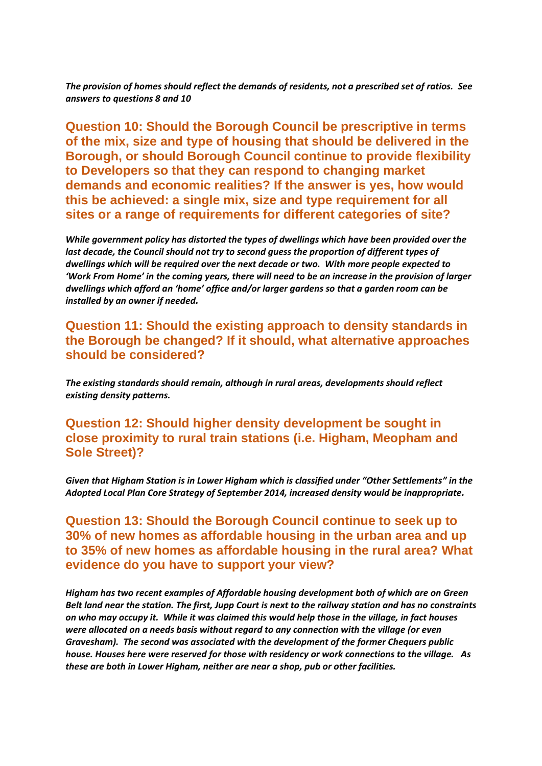*The provision of homes should reflect the demands of residents, not a prescribed set of ratios. See answers to questions 8 and 10*

## Question 10: Should the Borough Council be prescriptive in terms of the mix, size and type of housing that should be delivered in the Borough, or should Borough Council continue to provide flexibility to Developers so that they can respond to changing market demands and economic realities? If the answer is yes, how would this be achieved: a single mix, size and type requirement for all sites or a range of requirements for different categories of site?

***While government policy has distorted the types of dwellings which have been provided over the last decade, the Council should not try to second guess the proportion of different types of dwellings which will be required over the next decade or two. With more people expected to 'Work From Home' in the coming years, there will need to be an increase in the provision of larger dwellings which afford an 'home' office and/or larger gardens so that a garden room can be installed by an owner if needed.***

## Question 11: Should the existing approach to density standards in the Borough be changed? If it should, what alternative approaches should be considered?

***The existing standards should remain, although in rural areas, developments should reflect existing density patterns.***

## Question 12: Should higher density development be sought in close proximity to rural train stations (i.e. Higham, Meopham and Sole Street)?

***Given that Higham Station is in Lower Higham which is classified under "Other Settlements" in the Adopted Local Plan Core Strategy of September 2014, increased density would be inappropriate.***

## Question 13: Should the Borough Council continue to seek up to 30% of new homes as affordable housing in the urban area and up to 35% of new homes as affordable housing in the rural area? What evidence do you have to support your view?

***Higham has two recent examples of Affordable housing development both of which are on Green Belt land near the station. The first, Jupp Court is next to the railway station and has no constraints on who may occupy it. While it was claimed this would help those in the village, in fact houses were allocated on a needs basis without regard to any connection with the village (or even Gravesham). The second was associated with the development of the former Chequers public house. Houses here were reserved for those with residency or work connections to the village. As these are both in Lower Higham, neither are near a shop, pub or other facilities.***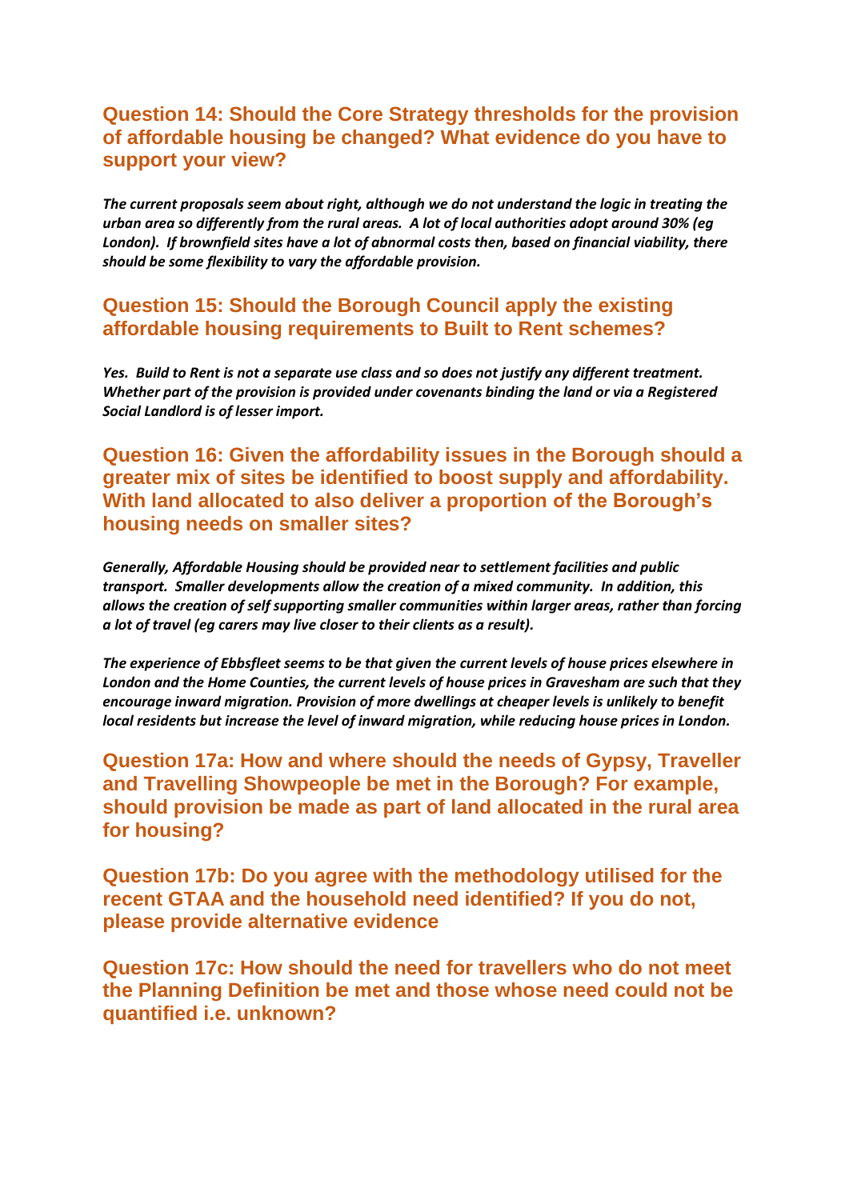## Question 14: Should the Core Strategy thresholds for the provision of affordable housing be changed? What evidence do you have to support your view?

***The current proposals seem about right, although we do not understand the logic in treating the urban area so differently from the rural areas. A lot of local authorities adopt around 30% (eg London). If brownfield sites have a lot of abnormal costs then, based on financial viability, there should be some flexibility to vary the affordable provision.***

## Question 15: Should the Borough Council apply the existing affordable housing requirements to Built to Rent schemes?

***Yes. Build to Rent is not a separate use class and so does not justify any different treatment. Whether part of the provision is provided under covenants binding the land or via a Registered Social Landlord is of lesser import.***

## Question 16: Given the affordability issues in the Borough should a greater mix of sites be identified to boost supply and affordability. With land allocated to also deliver a proportion of the Borough's housing needs on smaller sites?

***Generally, Affordable Housing should be provided near to settlement facilities and public transport. Smaller developments allow the creation of a mixed community. In addition, this allows the creation of self supporting smaller communities within larger areas, rather than forcing a lot of travel (eg carers may live closer to their clients as a result).***

***The experience of Ebbsfleet seems to be that given the current levels of house prices elsewhere in London and the Home Counties, the current levels of house prices in Gravesham are such that they encourage inward migration. Provision of more dwellings at cheaper levels is unlikely to benefit local residents but increase the level of inward migration, while reducing house prices in London.***

## Question 17a: How and where should the needs of Gypsy, Traveller and Travelling Showpeople be met in the Borough? For example, should provision be made as part of land allocated in the rural area for housing?

## Question 17b: Do you agree with the methodology utilised for the recent GTAA and the household need identified? If you do not, please provide alternative evidence

## Question 17c: How should the need for travellers who do not meet the Planning Definition be met and those whose need could not be quantified i.e. unknown?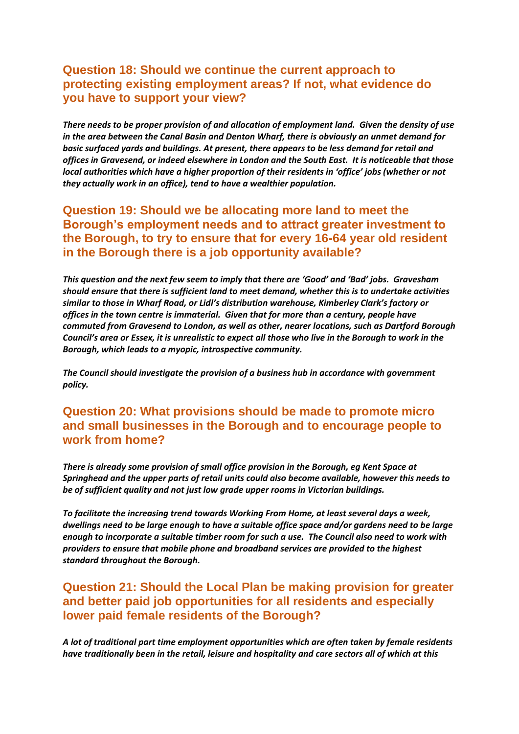## Question 18: Should we continue the current approach to protecting existing employment areas? If not, what evidence do you have to support your view?

*There needs to be proper provision of and allocation of employment land. Given the density of use in the area between the Canal Basin and Denton Wharf, there is obviously an unmet demand for basic surfaced yards and buildings. At present, there appears to be less demand for retail and offices in Gravesend, or indeed elsewhere in London and the South East. It is noticeable that those local authorities which have a higher proportion of their residents in 'office' jobs (whether or not they actually work in an office), tend to have a wealthier population.*

## Question 19: Should we be allocating more land to meet the Borough's employment needs and to attract greater investment to the Borough, to try to ensure that for every 16-64 year old resident in the Borough there is a job opportunity available?

*This question and the next few seem to imply that there are 'Good' and 'Bad' jobs. Gravesham should ensure that there is sufficient land to meet demand, whether this is to undertake activities similar to those in Wharf Road, or Lidl's distribution warehouse, Kimberley Clark's factory or offices in the town centre is immaterial. Given that for more than a century, people have commuted from Gravesend to London, as well as other, nearer locations, such as Dartford Borough Council's area or Essex, it is unrealistic to expect all those who live in the Borough to work in the Borough, which leads to a myopic, introspective community.*

*The Council should investigate the provision of a business hub in accordance with government policy.*

## Question 20: What provisions should be made to promote micro and small businesses in the Borough and to encourage people to work from home?

*There is already some provision of small office provision in the Borough, eg Kent Space at Springhead and the upper parts of retail units could also become available, however this needs to be of sufficient quality and not just low grade upper rooms in Victorian buildings.*

*To facilitate the increasing trend towards Working From Home, at least several days a week, dwellings need to be large enough to have a suitable office space and/or gardens need to be large enough to incorporate a suitable timber room for such a use. The Council also need to work with providers to ensure that mobile phone and broadband services are provided to the highest standard throughout the Borough.*

## Question 21: Should the Local Plan be making provision for greater and better paid job opportunities for all residents and especially lower paid female residents of the Borough?

*A lot of traditional part time employment opportunities which are often taken by female residents have traditionally been in the retail, leisure and hospitality and care sectors all of which at this*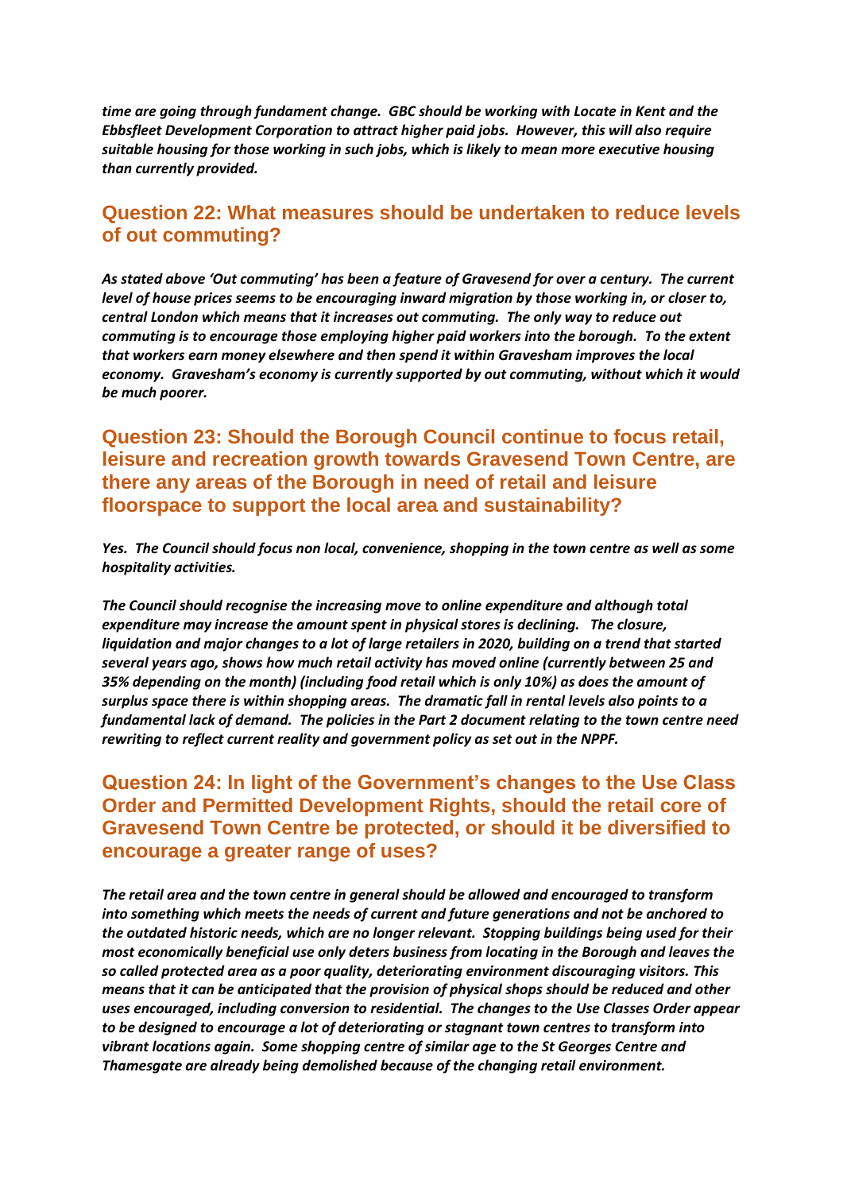***time are going through fundament change. GBC should be working with Locate in Kent and the Ebbsfleet Development Corporation to attract higher paid jobs. However, this will also require suitable housing for those working in such jobs, which is likely to mean more executive housing than currently provided.***

## Question 22: What measures should be undertaken to reduce levels of out commuting?

***As stated above 'Out commuting' has been a feature of Gravesend for over a century. The current level of house prices seems to be encouraging inward migration by those working in, or closer to, central London which means that it increases out commuting. The only way to reduce out commuting is to encourage those employing higher paid workers into the borough. To the extent that workers earn money elsewhere and then spend it within Gravesham improves the local economy. Gravesham's economy is currently supported by out commuting, without which it would be much poorer.***

## Question 23: Should the Borough Council continue to focus retail, leisure and recreation growth towards Gravesend Town Centre, are there any areas of the Borough in need of retail and leisure floorspace to support the local area and sustainability?

***Yes. The Council should focus non local, convenience, shopping in the town centre as well as some hospitality activities.***

***The Council should recognise the increasing move to online expenditure and although total expenditure may increase the amount spent in physical stores is declining. The closure, liquidation and major changes to a lot of large retailers in 2020, building on a trend that started several years ago, shows how much retail activity has moved online (currently between 25 and 35% depending on the month) (including food retail which is only 10%) as does the amount of surplus space there is within shopping areas. The dramatic fall in rental levels also points to a fundamental lack of demand. The policies in the Part 2 document relating to the town centre need rewriting to reflect current reality and government policy as set out in the NPPF.***

## Question 24: In light of the Government's changes to the Use Class Order and Permitted Development Rights, should the retail core of Gravesend Town Centre be protected, or should it be diversified to encourage a greater range of uses?

***The retail area and the town centre in general should be allowed and encouraged to transform into something which meets the needs of current and future generations and not be anchored to the outdated historic needs, which are no longer relevant. Stopping buildings being used for their most economically beneficial use only deters business from locating in the Borough and leaves the so called protected area as a poor quality, deteriorating environment discouraging visitors. This means that it can be anticipated that the provision of physical shops should be reduced and other uses encouraged, including conversion to residential. The changes to the Use Classes Order appear to be designed to encourage a lot of deteriorating or stagnant town centres to transform into vibrant locations again. Some shopping centre of similar age to the St Georges Centre and Thamesgate are already being demolished because of the changing retail environment.***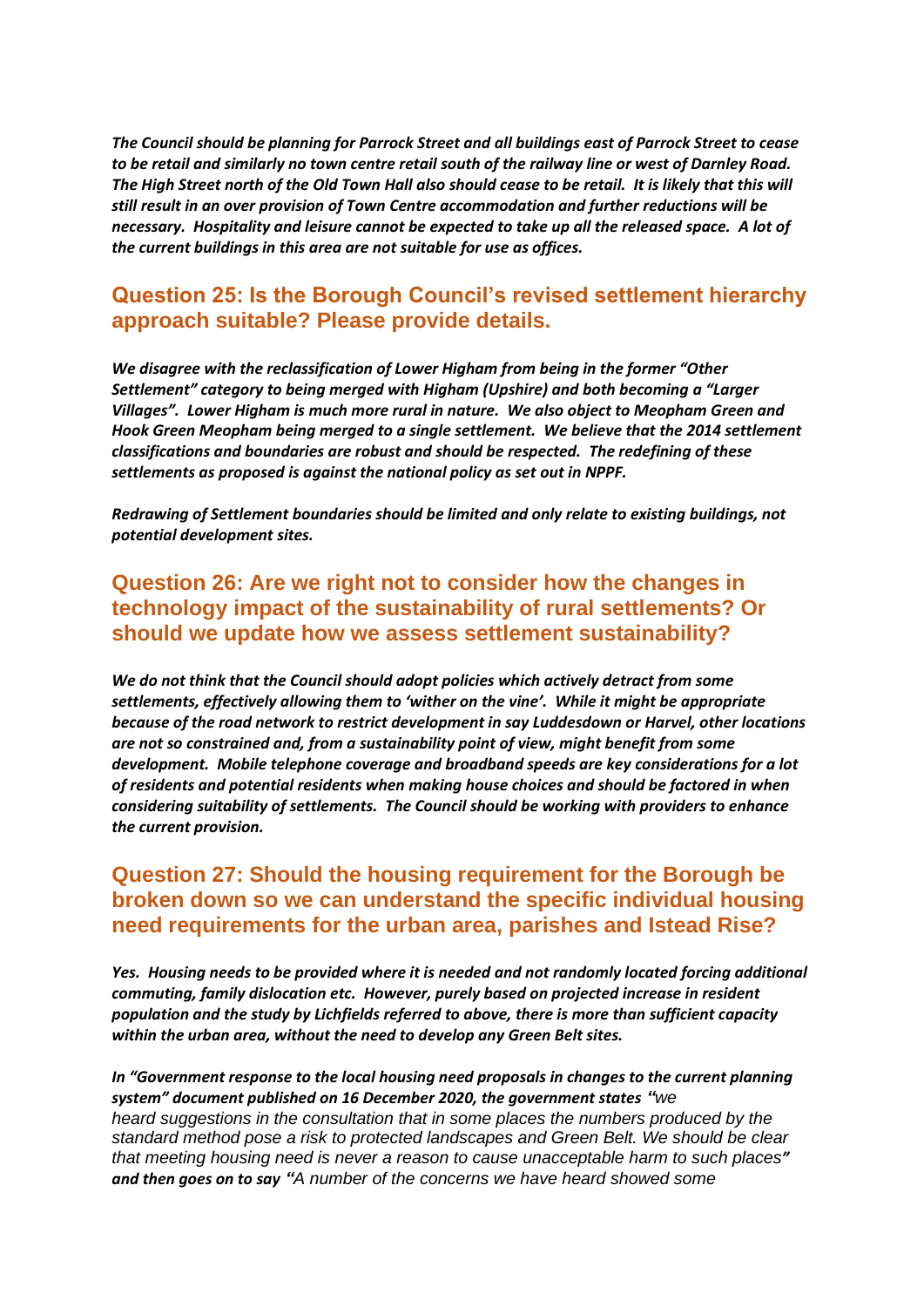***The Council should be planning for Parrock Street and all buildings east of Parrock Street to cease to be retail and similarly no town centre retail south of the railway line or west of Darnley Road. The High Street north of the Old Town Hall also should cease to be retail. It is likely that this will still result in an over provision of Town Centre accommodation and further reductions will be necessary. Hospitality and leisure cannot be expected to take up all the released space. A lot of the current buildings in this area are not suitable for use as offices.***

## Question 25: Is the Borough Council's revised settlement hierarchy approach suitable? Please provide details.

***We disagree with the reclassification of Lower Higham from being in the former "Other Settlement" category to being merged with Higham (Upshire) and both becoming a "Larger Villages". Lower Higham is much more rural in nature. We also object to Meopham Green and Hook Green Meopham being merged to a single settlement. We believe that the 2014 settlement classifications and boundaries are robust and should be respected. The redefining of these settlements as proposed is against the national policy as set out in NPPF.***

***Redrawing of Settlement boundaries should be limited and only relate to existing buildings, not potential development sites.***

## Question 26: Are we right not to consider how the changes in technology impact of the sustainability of rural settlements? Or should we update how we assess settlement sustainability?

***We do not think that the Council should adopt policies which actively detract from some settlements, effectively allowing them to 'wither on the vine'. While it might be appropriate because of the road network to restrict development in say Luddesdown or Harvel, other locations are not so constrained and, from a sustainability point of view, might benefit from some development. Mobile telephone coverage and broadband speeds are key considerations for a lot of residents and potential residents when making house choices and should be factored in when considering suitability of settlements. The Council should be working with providers to enhance the current provision.***

## Question 27: Should the housing requirement for the Borough be broken down so we can understand the specific individual housing need requirements for the urban area, parishes and Istead Rise?

***Yes. Housing needs to be provided where it is needed and not randomly located forcing additional commuting, family dislocation etc. However, purely based on projected increase in resident population and the study by Lichfields referred to above, there is more than sufficient capacity within the urban area, without the need to develop any Green Belt sites.***

***In "Government response to the local housing need proposals in changes to the current planning system" document published on 16 December 2020, the government states "***we heard suggestions in the consultation that in some places the numbers produced by the standard method pose a risk to protected landscapes and Green Belt. We should be clear that meeting housing need is never a reason to cause unacceptable harm to such places***" and then goes on to say "***A number of the concerns we have heard showed some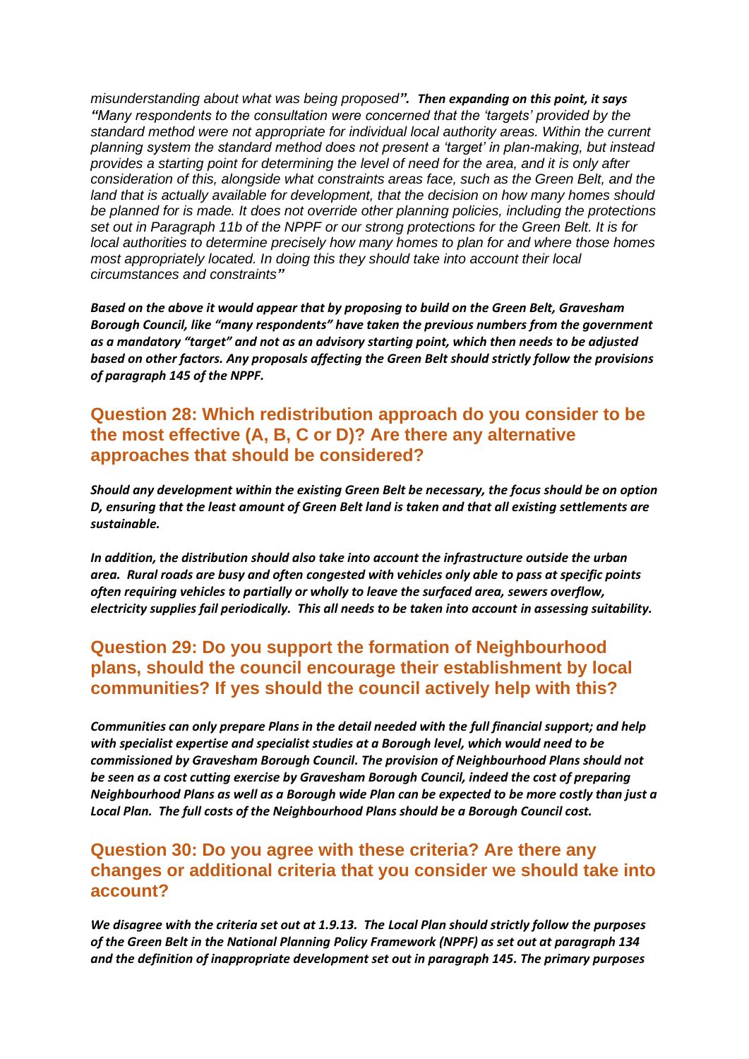*misunderstanding about what was being proposed****". Then expanding on this point, it says "****Many respondents to the consultation were concerned that the 'targets' provided by the standard method were not appropriate for individual local authority areas. Within the current planning system the standard method does not present a 'target' in plan-making, but instead provides a starting point for determining the level of need for the area, and it is only after consideration of this, alongside what constraints areas face, such as the Green Belt, and the land that is actually available for development, that the decision on how many homes should be planned for is made. It does not override other planning policies, including the protections set out in Paragraph 11b of the NPPF or our strong protections for the Green Belt. It is for local authorities to determine precisely how many homes to plan for and where those homes most appropriately located. In doing this they should take into account their local circumstances and constraints***"**

***Based on the above it would appear that by proposing to build on the Green Belt, Gravesham Borough Council, like "many respondents" have taken the previous numbers from the government as a mandatory "target" and not as an advisory starting point, which then needs to be adjusted based on other factors. Any proposals affecting the Green Belt should strictly follow the provisions of paragraph 145 of the NPPF.***

## Question 28: Which redistribution approach do you consider to be the most effective (A, B, C or D)? Are there any alternative approaches that should be considered?

***Should any development within the existing Green Belt be necessary, the focus should be on option D, ensuring that the least amount of Green Belt land is taken and that all existing settlements are sustainable.***

***In addition, the distribution should also take into account the infrastructure outside the urban area. Rural roads are busy and often congested with vehicles only able to pass at specific points often requiring vehicles to partially or wholly to leave the surfaced area, sewers overflow, electricity supplies fail periodically. This all needs to be taken into account in assessing suitability.***

## Question 29: Do you support the formation of Neighbourhood plans, should the council encourage their establishment by local communities? If yes should the council actively help with this?

***Communities can only prepare Plans in the detail needed with the full financial support; and help with specialist expertise and specialist studies at a Borough level, which would need to be commissioned by Gravesham Borough Council. The provision of Neighbourhood Plans should not be seen as a cost cutting exercise by Gravesham Borough Council, indeed the cost of preparing Neighbourhood Plans as well as a Borough wide Plan can be expected to be more costly than just a Local Plan. The full costs of the Neighbourhood Plans should be a Borough Council cost.***

## Question 30: Do you agree with these criteria? Are there any changes or additional criteria that you consider we should take into account?

***We disagree with the criteria set out at 1.9.13. The Local Plan should strictly follow the purposes of the Green Belt in the National Planning Policy Framework (NPPF) as set out at paragraph 134 and the definition of inappropriate development set out in paragraph 145. The primary purposes***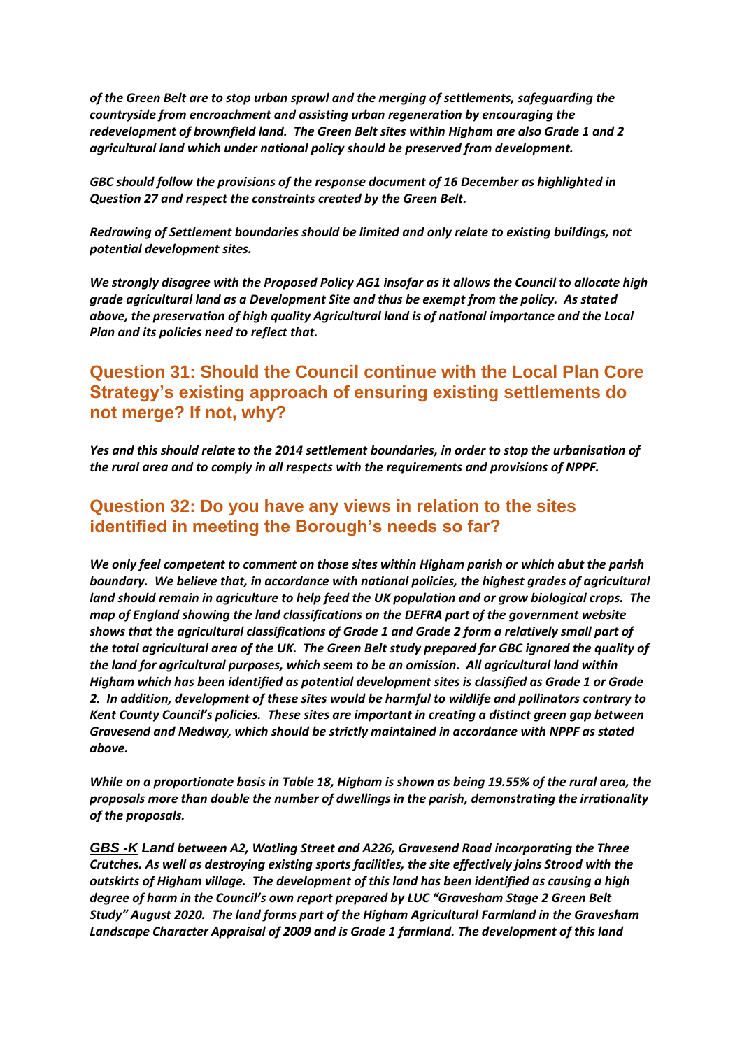*of the Green Belt are to stop urban sprawl and the merging of settlements, safeguarding the countryside from encroachment and assisting urban regeneration by encouraging the redevelopment of brownfield land. The Green Belt sites within Higham are also Grade 1 and 2 agricultural land which under national policy should be preserved from development.*

*GBC should follow the provisions of the response document of 16 December as highlighted in Question 27 and respect the constraints created by the Green Belt.*

*Redrawing of Settlement boundaries should be limited and only relate to existing buildings, not potential development sites.*

*We strongly disagree with the Proposed Policy AG1 insofar as it allows the Council to allocate high grade agricultural land as a Development Site and thus be exempt from the policy. As stated above, the preservation of high quality Agricultural land is of national importance and the Local Plan and its policies need to reflect that.*

## Question 31: Should the Council continue with the Local Plan Core Strategy's existing approach of ensuring existing settlements do not merge? If not, why?

*Yes and this should relate to the 2014 settlement boundaries, in order to stop the urbanisation of the rural area and to comply in all respects with the requirements and provisions of NPPF.*

## Question 32: Do you have any views in relation to the sites identified in meeting the Borough's needs so far?

*We only feel competent to comment on those sites within Higham parish or which abut the parish boundary. We believe that, in accordance with national policies, the highest grades of agricultural land should remain in agriculture to help feed the UK population and or grow biological crops. The map of England showing the land classifications on the DEFRA part of the government website shows that the agricultural classifications of Grade 1 and Grade 2 form a relatively small part of the total agricultural area of the UK. The Green Belt study prepared for GBC ignored the quality of the land for agricultural purposes, which seem to be an omission. All agricultural land within Higham which has been identified as potential development sites is classified as Grade 1 or Grade 2. In addition, development of these sites would be harmful to wildlife and pollinators contrary to Kent County Council's policies. These sites are important in creating a distinct green gap between Gravesend and Medway, which should be strictly maintained in accordance with NPPF as stated above.*

*While on a proportionate basis in Table 18, Higham is shown as being 19.55% of the rural area, the proposals more than double the number of dwellings in the parish, demonstrating the irrationality of the proposals.*

***GBS -K** Land between A2, Watling Street and A226, Gravesend Road incorporating the Three Crutches. As well as destroying existing sports facilities, the site effectively joins Strood with the outskirts of Higham village. The development of this land has been identified as causing a high degree of harm in the Council's own report prepared by LUC "Gravesham Stage 2 Green Belt Study" August 2020. The land forms part of the Higham Agricultural Farmland in the Gravesham Landscape Character Appraisal of 2009 and is Grade 1 farmland. The development of this land*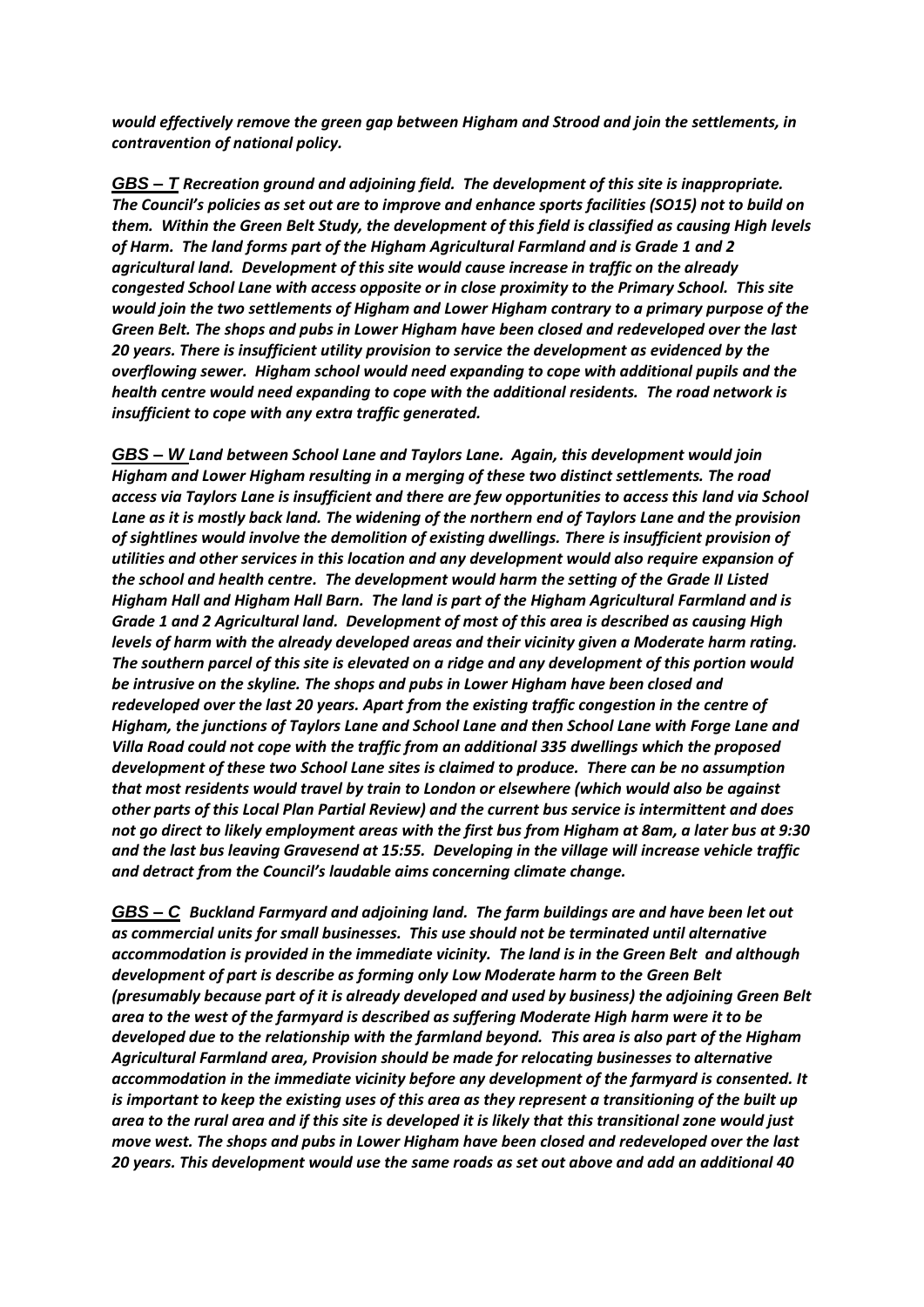***would effectively remove the green gap between Higham and Strood and join the settlements, in contravention of national policy.***

***GBS – T** **Recreation ground and adjoining field. The development of this site is inappropriate. The Council's policies as set out are to improve and enhance sports facilities (SO15) not to build on them. Within the Green Belt Study, the development of this field is classified as causing High levels of Harm. The land forms part of the Higham Agricultural Farmland and is Grade 1 and 2 agricultural land. Development of this site would cause increase in traffic on the already congested School Lane with access opposite or in close proximity to the Primary School. This site would join the two settlements of Higham and Lower Higham contrary to a primary purpose of the Green Belt. The shops and pubs in Lower Higham have been closed and redeveloped over the last 20 years. There is insufficient utility provision to service the development as evidenced by the overflowing sewer. Higham school would need expanding to cope with additional pupils and the health centre would need expanding to cope with the additional residents. The road network is insufficient to cope with any extra traffic generated.***

***GBS – W** **Land between School Lane and Taylors Lane. Again, this development would join Higham and Lower Higham resulting in a merging of these two distinct settlements. The road access via Taylors Lane is insufficient and there are few opportunities to access this land via School Lane as it is mostly back land. The widening of the northern end of Taylors Lane and the provision of sightlines would involve the demolition of existing dwellings. There is insufficient provision of utilities and other services in this location and any development would also require expansion of the school and health centre. The development would harm the setting of the Grade II Listed Higham Hall and Higham Hall Barn. The land is part of the Higham Agricultural Farmland and is Grade 1 and 2 Agricultural land. Development of most of this area is described as causing High levels of harm with the already developed areas and their vicinity given a Moderate harm rating. The southern parcel of this site is elevated on a ridge and any development of this portion would be intrusive on the skyline. The shops and pubs in Lower Higham have been closed and redeveloped over the last 20 years. Apart from the existing traffic congestion in the centre of Higham, the junctions of Taylors Lane and School Lane and then School Lane with Forge Lane and Villa Road could not cope with the traffic from an additional 335 dwellings which the proposed development of these two School Lane sites is claimed to produce. There can be no assumption that most residents would travel by train to London or elsewhere (which would also be against other parts of this Local Plan Partial Review) and the current bus service is intermittent and does not go direct to likely employment areas with the first bus from Higham at 8am, a later bus at 9:30 and the last bus leaving Gravesend at 15:55. Developing in the village will increase vehicle traffic and detract from the Council's laudable aims concerning climate change.***

***GBS – C** **Buckland Farmyard and adjoining land. The farm buildings are and have been let out as commercial units for small businesses. This use should not be terminated until alternative accommodation is provided in the immediate vicinity. The land is in the Green Belt and although development of part is describe as forming only Low Moderate harm to the Green Belt (presumably because part of it is already developed and used by business) the adjoining Green Belt area to the west of the farmyard is described as suffering Moderate High harm were it to be developed due to the relationship with the farmland beyond. This area is also part of the Higham Agricultural Farmland area, Provision should be made for relocating businesses to alternative accommodation in the immediate vicinity before any development of the farmyard is consented. It is important to keep the existing uses of this area as they represent a transitioning of the built up area to the rural area and if this site is developed it is likely that this transitional zone would just move west. The shops and pubs in Lower Higham have been closed and redeveloped over the last 20 years. This development would use the same roads as set out above and add an additional 40***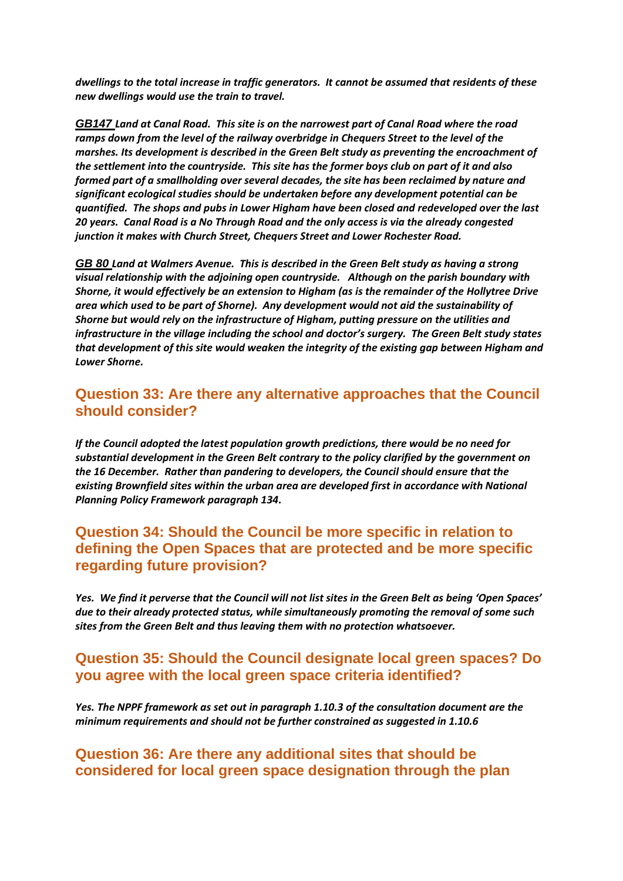*dwellings to the total increase in traffic generators. It cannot be assumed that residents of these new dwellings would use the train to travel.*

***GB147** Land at Canal Road. This site is on the narrowest part of Canal Road where the road ramps down from the level of the railway overbridge in Chequers Street to the level of the marshes. Its development is described in the Green Belt study as preventing the encroachment of the settlement into the countryside. This site has the former boys club on part of it and also formed part of a smallholding over several decades, the site has been reclaimed by nature and significant ecological studies should be undertaken before any development potential can be quantified. The shops and pubs in Lower Higham have been closed and redeveloped over the last 20 years. Canal Road is a No Through Road and the only access is via the already congested junction it makes with Church Street, Chequers Street and Lower Rochester Road.*

***GB 80** Land at Walmers Avenue. This is described in the Green Belt study as having a strong visual relationship with the adjoining open countryside. Although on the parish boundary with Shorne, it would effectively be an extension to Higham (as is the remainder of the Hollytree Drive area which used to be part of Shorne). Any development would not aid the sustainability of Shorne but would rely on the infrastructure of Higham, putting pressure on the utilities and infrastructure in the village including the school and doctor's surgery. The Green Belt study states that development of this site would weaken the integrity of the existing gap between Higham and Lower Shorne.*

## Question 33: Are there any alternative approaches that the Council should consider?

*If the Council adopted the latest population growth predictions, there would be no need for substantial development in the Green Belt contrary to the policy clarified by the government on the 16 December. Rather than pandering to developers, the Council should ensure that the existing Brownfield sites within the urban area are developed first in accordance with National Planning Policy Framework paragraph 134.*

## Question 34: Should the Council be more specific in relation to defining the Open Spaces that are protected and be more specific regarding future provision?

*Yes. We find it perverse that the Council will not list sites in the Green Belt as being 'Open Spaces' due to their already protected status, while simultaneously promoting the removal of some such sites from the Green Belt and thus leaving them with no protection whatsoever.*

## Question 35: Should the Council designate local green spaces? Do you agree with the local green space criteria identified?

*Yes. The NPPF framework as set out in paragraph 1.10.3 of the consultation document are the minimum requirements and should not be further constrained as suggested in 1.10.6*

## Question 36: Are there any additional sites that should be considered for local green space designation through the plan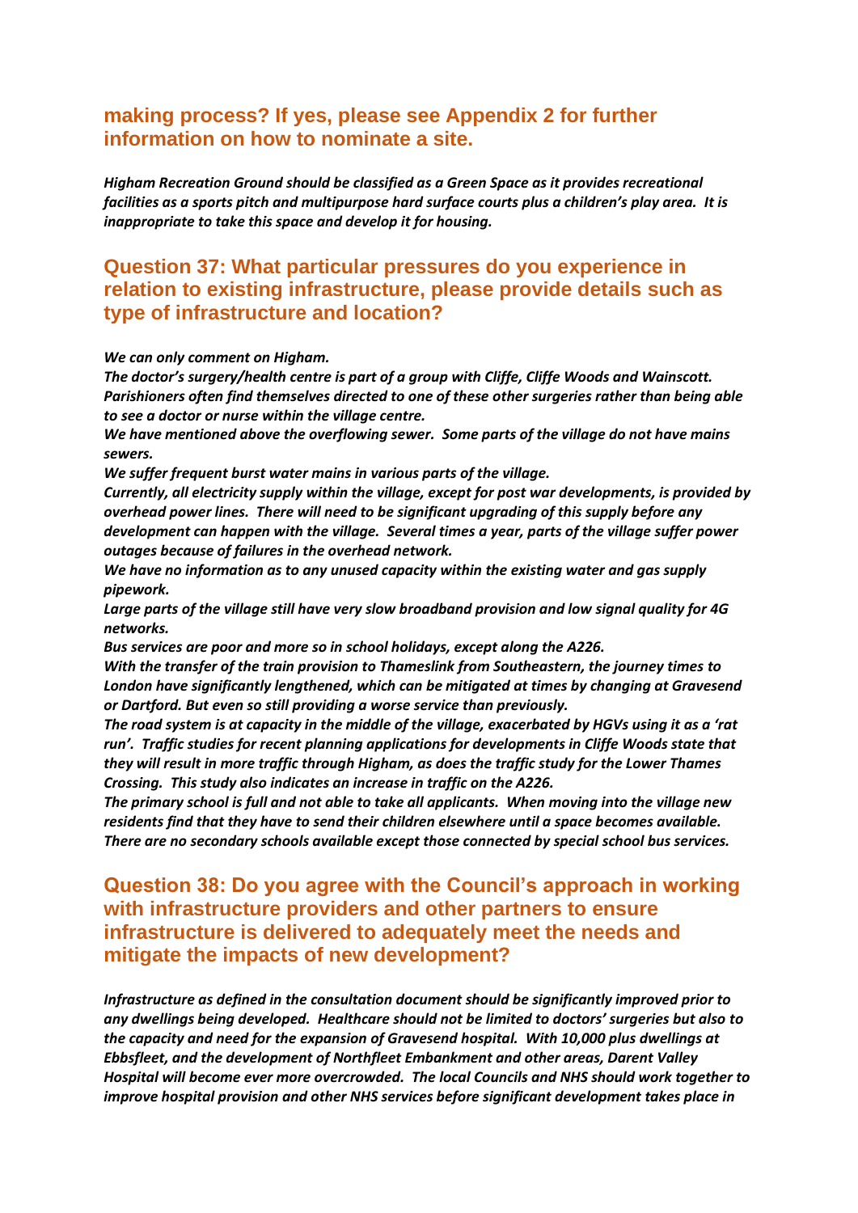## making process? If yes, please see Appendix 2 for further information on how to nominate a site.

***Higham Recreation Ground should be classified as a Green Space as it provides recreational facilities as a sports pitch and multipurpose hard surface courts plus a children's play area. It is inappropriate to take this space and develop it for housing.***

## Question 37: What particular pressures do you experience in relation to existing infrastructure, please provide details such as type of infrastructure and location?

***We can only comment on Higham.***

***The doctor's surgery/health centre is part of a group with Cliffe, Cliffe Woods and Wainscott. Parishioners often find themselves directed to one of these other surgeries rather than being able to see a doctor or nurse within the village centre.***

***We have mentioned above the overflowing sewer. Some parts of the village do not have mains sewers.***

***We suffer frequent burst water mains in various parts of the village.***

***Currently, all electricity supply within the village, except for post war developments, is provided by overhead power lines. There will need to be significant upgrading of this supply before any development can happen with the village. Several times a year, parts of the village suffer power outages because of failures in the overhead network.***

***We have no information as to any unused capacity within the existing water and gas supply pipework.***

***Large parts of the village still have very slow broadband provision and low signal quality for 4G networks.***

***Bus services are poor and more so in school holidays, except along the A226.***

***With the transfer of the train provision to Thameslink from Southeastern, the journey times to London have significantly lengthened, which can be mitigated at times by changing at Gravesend or Dartford. But even so still providing a worse service than previously.***

***The road system is at capacity in the middle of the village, exacerbated by HGVs using it as a 'rat run'. Traffic studies for recent planning applications for developments in Cliffe Woods state that they will result in more traffic through Higham, as does the traffic study for the Lower Thames Crossing. This study also indicates an increase in traffic on the A226.***

***The primary school is full and not able to take all applicants. When moving into the village new residents find that they have to send their children elsewhere until a space becomes available. There are no secondary schools available except those connected by special school bus services.***

## Question 38: Do you agree with the Council's approach in working with infrastructure providers and other partners to ensure infrastructure is delivered to adequately meet the needs and mitigate the impacts of new development?

***Infrastructure as defined in the consultation document should be significantly improved prior to any dwellings being developed. Healthcare should not be limited to doctors' surgeries but also to the capacity and need for the expansion of Gravesend hospital. With 10,000 plus dwellings at Ebbsfleet, and the development of Northfleet Embankment and other areas, Darent Valley Hospital will become ever more overcrowded. The local Councils and NHS should work together to improve hospital provision and other NHS services before significant development takes place in***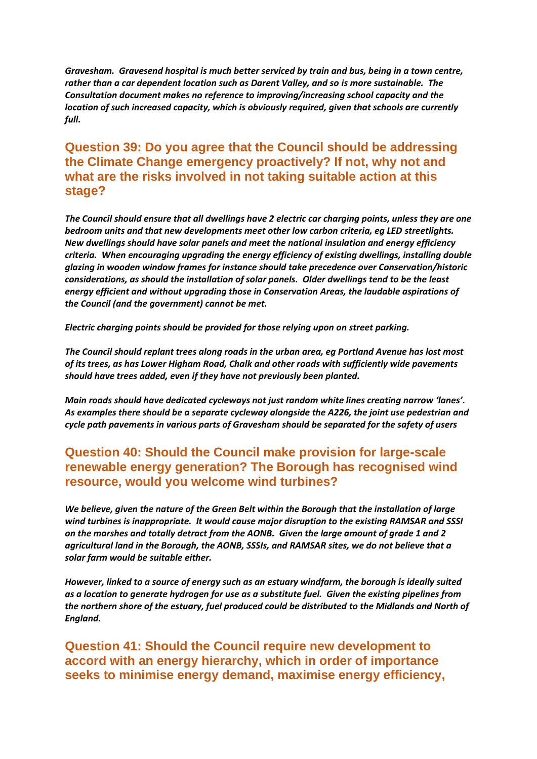*Gravesham. Gravesend hospital is much better serviced by train and bus, being in a town centre, rather than a car dependent location such as Darent Valley, and so is more sustainable. The Consultation document makes no reference to improving/increasing school capacity and the location of such increased capacity, which is obviously required, given that schools are currently full.*

## Question 39: Do you agree that the Council should be addressing the Climate Change emergency proactively? If not, why not and what are the risks involved in not taking suitable action at this stage?

*The Council should ensure that all dwellings have 2 electric car charging points, unless they are one bedroom units and that new developments meet other low carbon criteria, eg LED streetlights. New dwellings should have solar panels and meet the national insulation and energy efficiency criteria. When encouraging upgrading the energy efficiency of existing dwellings, installing double glazing in wooden window frames for instance should take precedence over Conservation/historic considerations, as should the installation of solar panels. Older dwellings tend to be the least energy efficient and without upgrading those in Conservation Areas, the laudable aspirations of the Council (and the government) cannot be met.*

*Electric charging points should be provided for those relying upon on street parking.*

*The Council should replant trees along roads in the urban area, eg Portland Avenue has lost most of its trees, as has Lower Higham Road, Chalk and other roads with sufficiently wide pavements should have trees added, even if they have not previously been planted.*

*Main roads should have dedicated cycleways not just random white lines creating narrow 'lanes'. As examples there should be a separate cycleway alongside the A226, the joint use pedestrian and cycle path pavements in various parts of Gravesham should be separated for the safety of users*

## Question 40: Should the Council make provision for large-scale renewable energy generation? The Borough has recognised wind resource, would you welcome wind turbines?

*We believe, given the nature of the Green Belt within the Borough that the installation of large wind turbines is inappropriate. It would cause major disruption to the existing RAMSAR and SSSI on the marshes and totally detract from the AONB. Given the large amount of grade 1 and 2 agricultural land in the Borough, the AONB, SSSIs, and RAMSAR sites, we do not believe that a solar farm would be suitable either.*

*However, linked to a source of energy such as an estuary windfarm, the borough is ideally suited as a location to generate hydrogen for use as a substitute fuel. Given the existing pipelines from the northern shore of the estuary, fuel produced could be distributed to the Midlands and North of England.*

## Question 41: Should the Council require new development to accord with an energy hierarchy, which in order of importance seeks to minimise energy demand, maximise energy efficiency,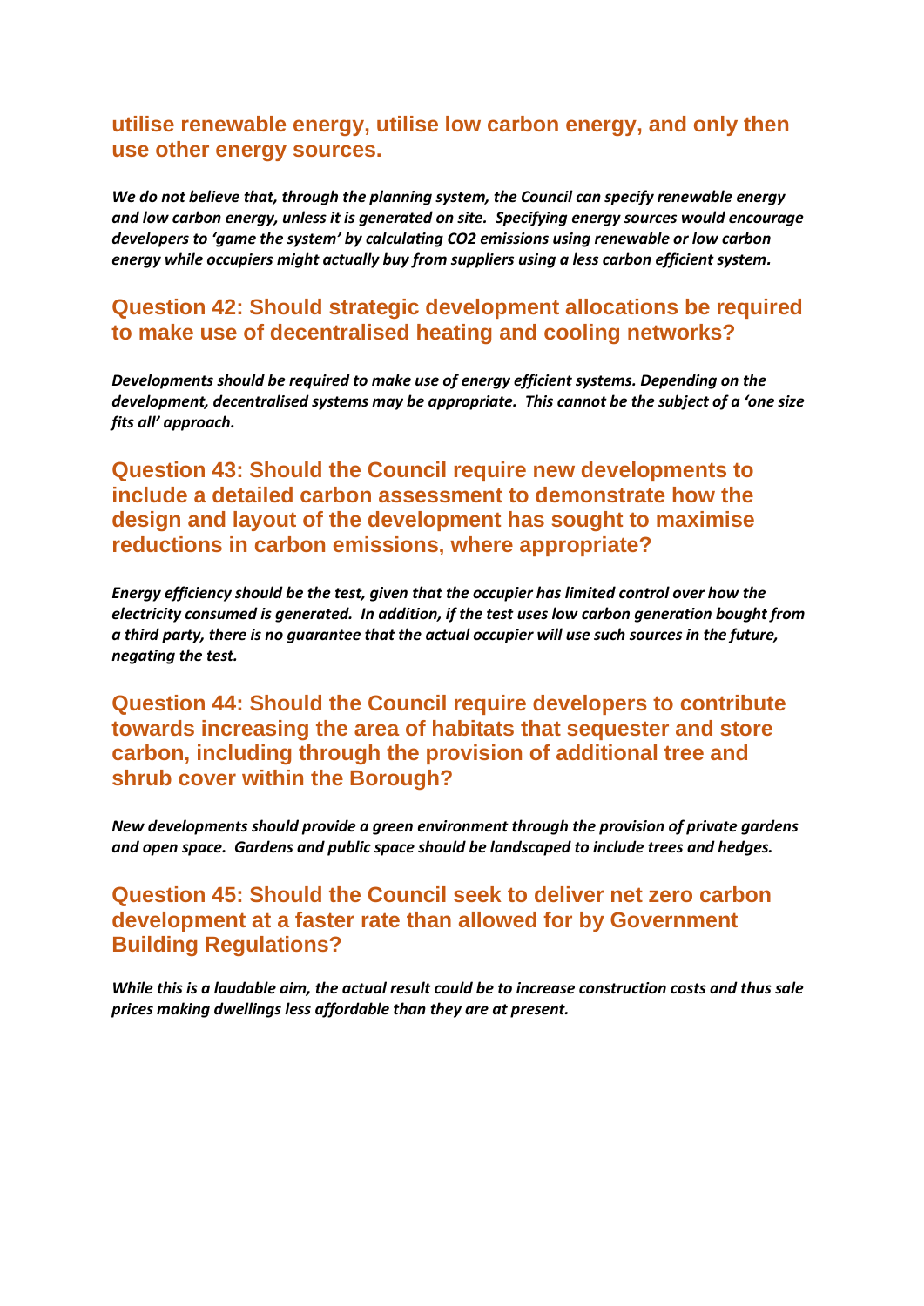## utilise renewable energy, utilise low carbon energy, and only then use other energy sources.

***We do not believe that, through the planning system, the Council can specify renewable energy and low carbon energy, unless it is generated on site. Specifying energy sources would encourage developers to 'game the system' by calculating CO2 emissions using renewable or low carbon energy while occupiers might actually buy from suppliers using a less carbon efficient system.***

## Question 42: Should strategic development allocations be required to make use of decentralised heating and cooling networks?

***Developments should be required to make use of energy efficient systems. Depending on the development, decentralised systems may be appropriate. This cannot be the subject of a 'one size fits all' approach.***

## Question 43: Should the Council require new developments to include a detailed carbon assessment to demonstrate how the design and layout of the development has sought to maximise reductions in carbon emissions, where appropriate?

***Energy efficiency should be the test, given that the occupier has limited control over how the electricity consumed is generated. In addition, if the test uses low carbon generation bought from a third party, there is no guarantee that the actual occupier will use such sources in the future, negating the test.***

## Question 44: Should the Council require developers to contribute towards increasing the area of habitats that sequester and store carbon, including through the provision of additional tree and shrub cover within the Borough?

***New developments should provide a green environment through the provision of private gardens and open space. Gardens and public space should be landscaped to include trees and hedges.***

## Question 45: Should the Council seek to deliver net zero carbon development at a faster rate than allowed for by Government Building Regulations?

***While this is a laudable aim, the actual result could be to increase construction costs and thus sale prices making dwellings less affordable than they are at present.***